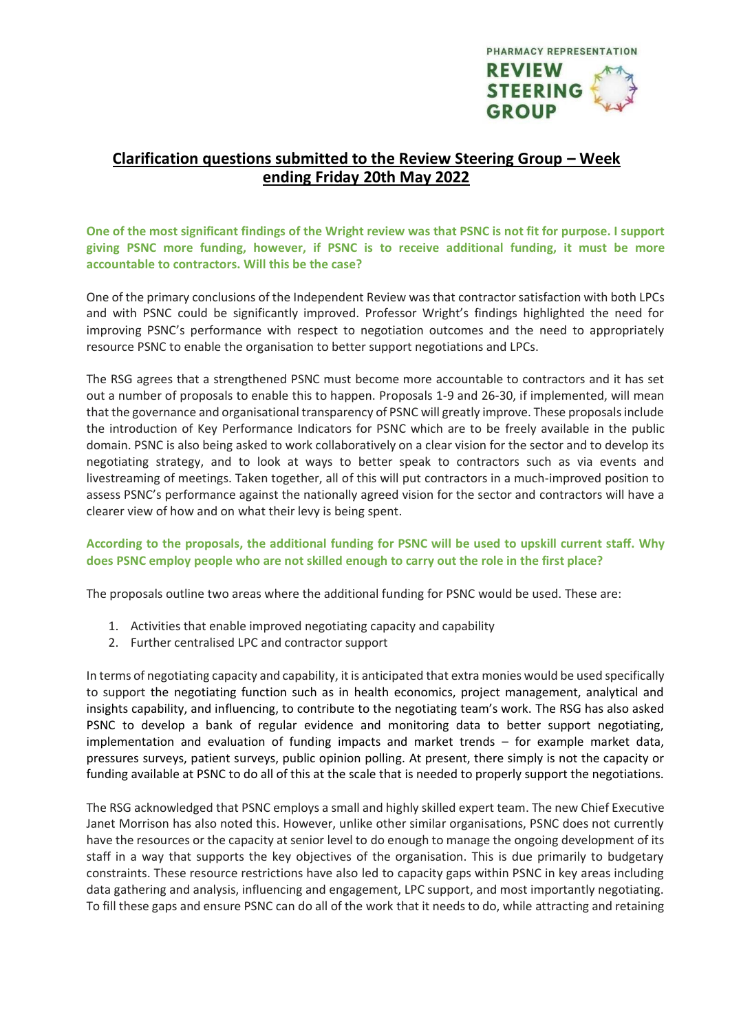PHARMACY REPRESENTATION
REVIEW STEERING GROUP

# Clarification questions submitted to the Review Steering Group – Week ending Friday 20th May 2022

**One of the most significant findings of the Wright review was that PSNC is not fit for purpose. I support giving PSNC more funding, however, if PSNC is to receive additional funding, it must be more accountable to contractors. Will this be the case?**

One of the primary conclusions of the Independent Review was that contractor satisfaction with both LPCs and with PSNC could be significantly improved. Professor Wright's findings highlighted the need for improving PSNC's performance with respect to negotiation outcomes and the need to appropriately resource PSNC to enable the organisation to better support negotiations and LPCs.

The RSG agrees that a strengthened PSNC must become more accountable to contractors and it has set out a number of proposals to enable this to happen. Proposals 1-9 and 26-30, if implemented, will mean that the governance and organisational transparency of PSNC will greatly improve. These proposals include the introduction of Key Performance Indicators for PSNC which are to be freely available in the public domain. PSNC is also being asked to work collaboratively on a clear vision for the sector and to develop its negotiating strategy, and to look at ways to better speak to contractors such as via events and livestreaming of meetings. Taken together, all of this will put contractors in a much-improved position to assess PSNC's performance against the nationally agreed vision for the sector and contractors will have a clearer view of how and on what their levy is being spent.

**According to the proposals, the additional funding for PSNC will be used to upskill current staff. Why does PSNC employ people who are not skilled enough to carry out the role in the first place?**

The proposals outline two areas where the additional funding for PSNC would be used. These are:

1. Activities that enable improved negotiating capacity and capability
2. Further centralised LPC and contractor support

In terms of negotiating capacity and capability, it is anticipated that extra monies would be used specifically to support the negotiating function such as in health economics, project management, analytical and insights capability, and influencing, to contribute to the negotiating team's work. The RSG has also asked PSNC to develop a bank of regular evidence and monitoring data to better support negotiating, implementation and evaluation of funding impacts and market trends – for example market data, pressures surveys, patient surveys, public opinion polling. At present, there simply is not the capacity or funding available at PSNC to do all of this at the scale that is needed to properly support the negotiations.

The RSG acknowledged that PSNC employs a small and highly skilled expert team. The new Chief Executive Janet Morrison has also noted this. However, unlike other similar organisations, PSNC does not currently have the resources or the capacity at senior level to do enough to manage the ongoing development of its staff in a way that supports the key objectives of the organisation. This is due primarily to budgetary constraints. These resource restrictions have also led to capacity gaps within PSNC in key areas including data gathering and analysis, influencing and engagement, LPC support, and most importantly negotiating. To fill these gaps and ensure PSNC can do all of the work that it needs to do, while attracting and retaining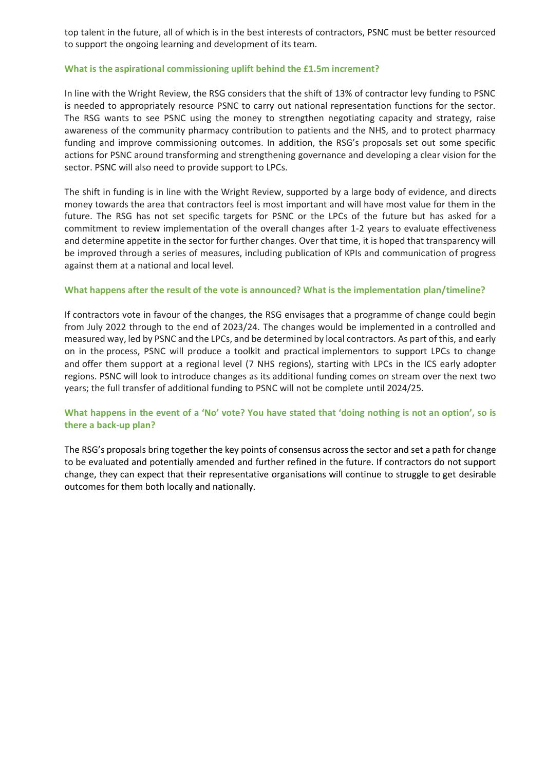top talent in the future, all of which is in the best interests of contractors, PSNC must be better resourced to support the ongoing learning and development of its team.

### What is the aspirational commissioning uplift behind the £1.5m increment?

In line with the Wright Review, the RSG considers that the shift of 13% of contractor levy funding to PSNC is needed to appropriately resource PSNC to carry out national representation functions for the sector. The RSG wants to see PSNC using the money to strengthen negotiating capacity and strategy, raise awareness of the community pharmacy contribution to patients and the NHS, and to protect pharmacy funding and improve commissioning outcomes. In addition, the RSG's proposals set out some specific actions for PSNC around transforming and strengthening governance and developing a clear vision for the sector. PSNC will also need to provide support to LPCs.

The shift in funding is in line with the Wright Review, supported by a large body of evidence, and directs money towards the area that contractors feel is most important and will have most value for them in the future. The RSG has not set specific targets for PSNC or the LPCs of the future but has asked for a commitment to review implementation of the overall changes after 1-2 years to evaluate effectiveness and determine appetite in the sector for further changes. Over that time, it is hoped that transparency will be improved through a series of measures, including publication of KPIs and communication of progress against them at a national and local level.

### What happens after the result of the vote is announced? What is the implementation plan/timeline?

If contractors vote in favour of the changes, the RSG envisages that a programme of change could begin from July 2022 through to the end of 2023/24. The changes would be implemented in a controlled and measured way, led by PSNC and the LPCs, and be determined by local contractors. As part of this, and early on in the process, PSNC will produce a toolkit and practical implementors to support LPCs to change and offer them support at a regional level (7 NHS regions), starting with LPCs in the ICS early adopter regions. PSNC will look to introduce changes as its additional funding comes on stream over the next two years; the full transfer of additional funding to PSNC will not be complete until 2024/25.

### What happens in the event of a 'No' vote? You have stated that 'doing nothing is not an option', so is there a back-up plan?

The RSG's proposals bring together the key points of consensus across the sector and set a path for change to be evaluated and potentially amended and further refined in the future. If contractors do not support change, they can expect that their representative organisations will continue to struggle to get desirable outcomes for them both locally and nationally.